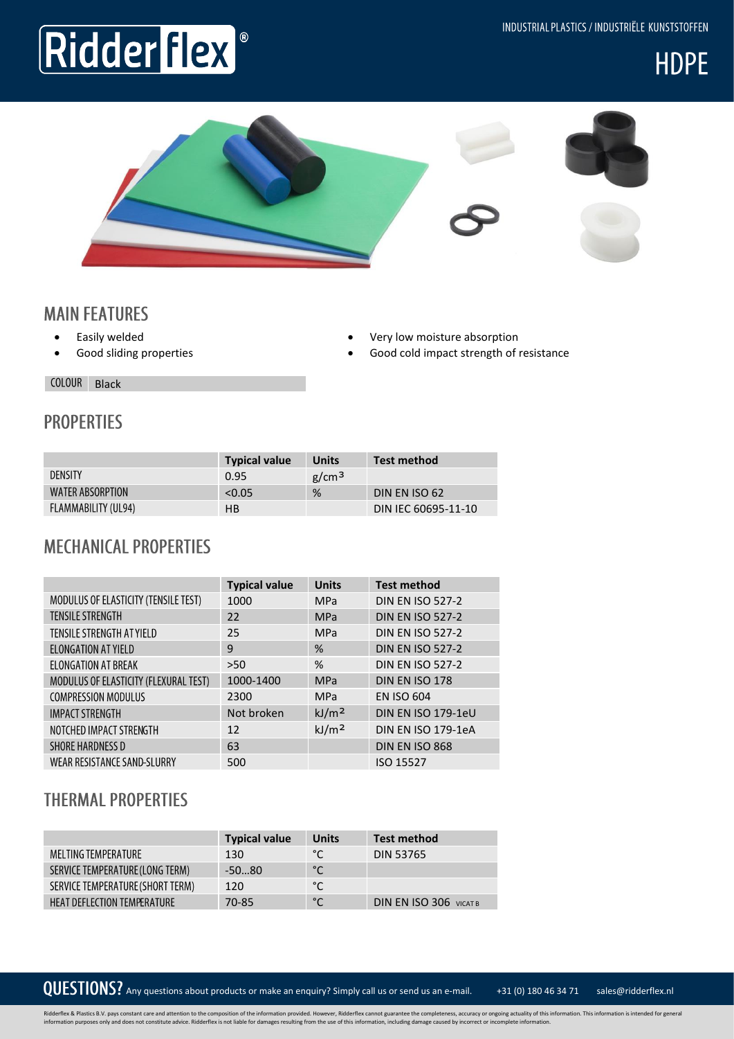# Ridderflex®

INDUSTRIAL PLASTICS / INDUSTRIËLE KUNSTSTOFFEN

# HDPE

## MAIN FEATURES

- Easily welded
- Good sliding properties
- Very low moisture absorption
- Good cold impact strength of resistance

COLOUR Black

## PROPERTIES

| | Typical value | Units | Test method |
|---|---|---|---|
| DENSITY | 0.95 | g/cm³ | |
| WATER ABSORPTION | <0.05 | % | DIN EN ISO 62 |
| FLAMMABILITY (UL94) | HB | | DIN IEC 60695-11-10 |

## MECHANICAL PROPERTIES

| | Typical value | Units | Test method |
|---|---|---|---|
| MODULUS OF ELASTICITY (TENSILE TEST) | 1000 | MPa | DIN EN ISO 527-2 |
| TENSILE STRENGTH | 22 | MPa | DIN EN ISO 527-2 |
| TENSILE STRENGTH AT YIELD | 25 | MPa | DIN EN ISO 527-2 |
| ELONGATION AT YIELD | 9 | % | DIN EN ISO 527-2 |
| ELONGATION AT BREAK | >50 | % | DIN EN ISO 527-2 |
| MODULUS OF ELASTICITY (FLEXURAL TEST) | 1000-1400 | MPa | DIN EN ISO 178 |
| COMPRESSION MODULUS | 2300 | MPa | EN ISO 604 |
| IMPACT STRENGTH | Not broken | kJ/m² | DIN EN ISO 179-1eU |
| NOTCHED IMPACT STRENGTH | 12 | kJ/m² | DIN EN ISO 179-1eA |
| SHORE HARDNESS D | 63 | | DIN EN ISO 868 |
| WEAR RESISTANCE SAND-SLURRY | 500 | | ISO 15527 |

## THERMAL PROPERTIES

| | Typical value | Units | Test method |
|---|---|---|---|
| MELTING TEMPERATURE | 130 | °C | DIN 53765 |
| SERVICE TEMPERATURE (LONG TERM) | -50...80 | °C | |
| SERVICE TEMPERATURE (SHORT TERM) | 120 | °C | |
| HEAT DEFLECTION TEMPERATURE | 70-85 | °C | DIN EN ISO 306 VICAT B |

**QUESTIONS?** Any questions about products or make an enquiry? Simply call us or send us an e-mail. +31 (0) 180 46 34 71 sales@ridderflex.nl

Ridderflex & Plastics B.V. pays constant care and attention to the composition of the information provided. However, Ridderflex cannot guarantee the completeness, accuracy or ongoing actuality of this information. This information is intended for general information purposes only and does not constitute advice. Ridderflex is not liable for damages resulting from the use of this information, including damage caused by incorrect or incomplete information.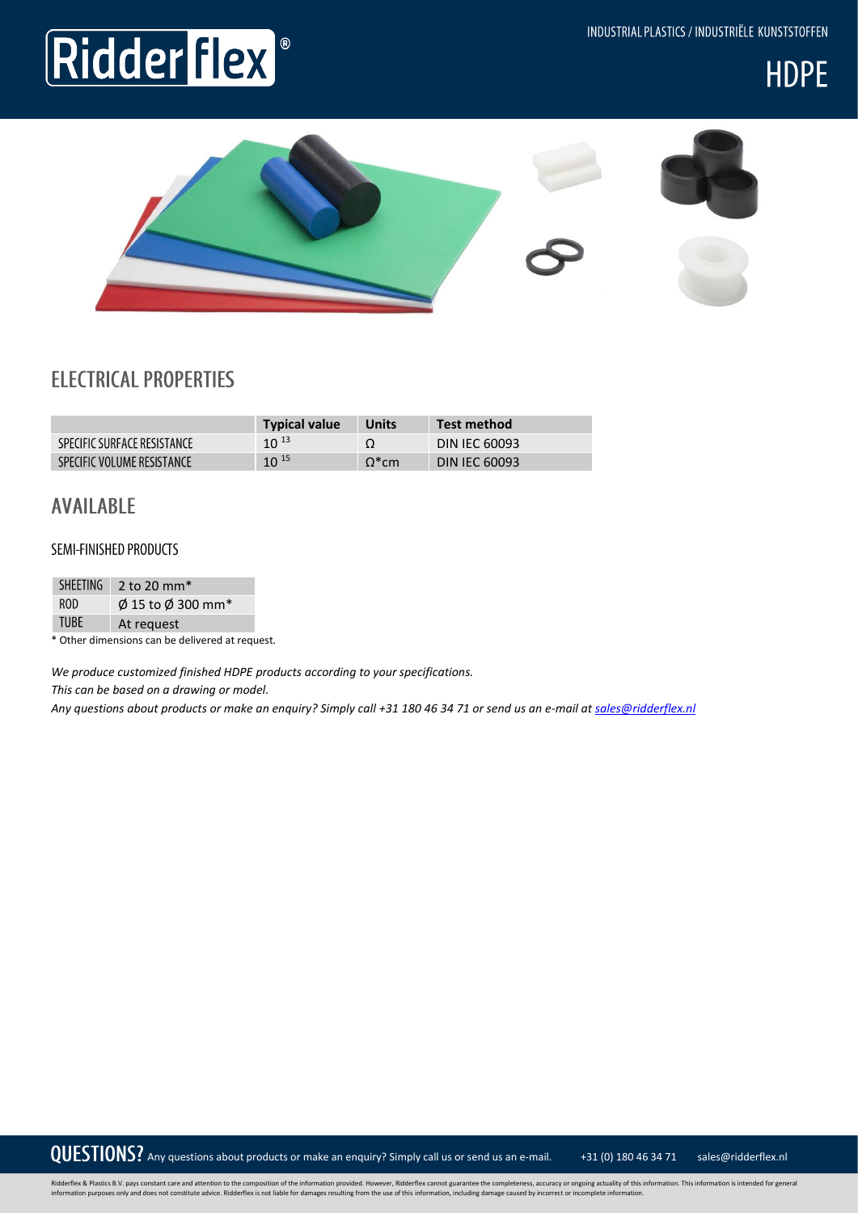## ELECTRICAL PROPERTIES

| | Typical value | Units | Test method |
|---|---|---|---|
| SPECIFIC SURFACE RESISTANCE | $10^{13}$ | Ω | DIN IEC 60093 |
| SPECIFIC VOLUME RESISTANCE | $10^{15}$ | Ω*cm | DIN IEC 60093 |

## AVAILABLE

### SEMI-FINISHED PRODUCTS

| | |
|---|---|
| SHEETING | 2 to 20 mm* |
| ROD | Ø 15 to Ø 300 mm* |
| TUBE | At request |

\* Other dimensions can be delivered at request.

*We produce customized finished HDPE products according to your specifications.*
*This can be based on a drawing or model.*
*Any questions about products or make an enquiry? Simply call +31 180 46 34 71 or send us an e-mail at sales@ridderflex.nl*

**QUESTIONS?** Any questions about products or make an enquiry? Simply call us or send us an e-mail. +31 (0) 180 46 34 71 sales@ridderflex.nl

Ridderflex & Plastics B.V. pays constant care and attention to the composition of the information provided. However, Ridderflex cannot guarantee the completeness, accuracy or ongoing actuality of this information. This information is intended for general information purposes only and does not constitute advice. Ridderflex is not liable for damages resulting from the use of this information, including damage caused by incorrect or incomplete information.